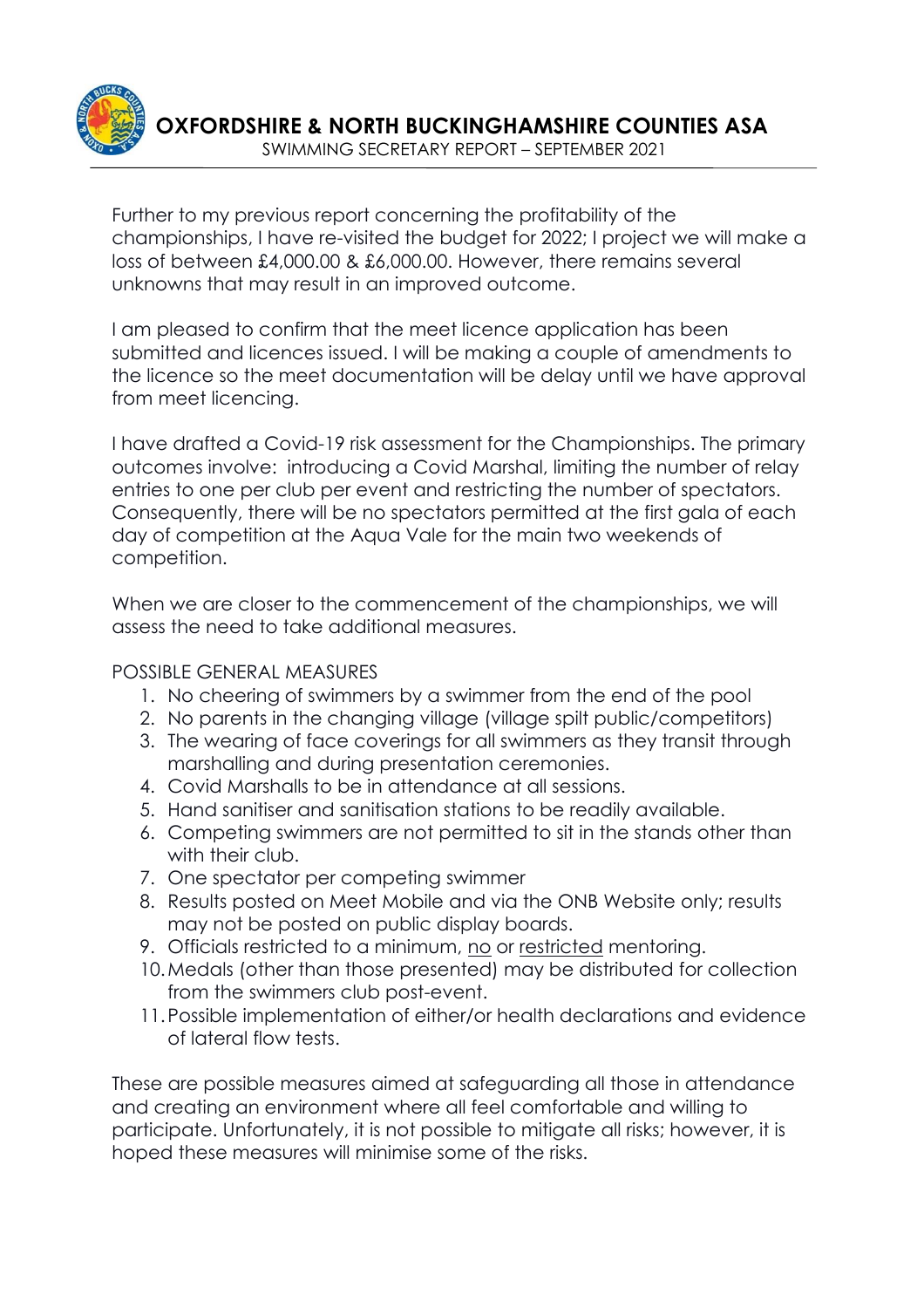# OXFORDSHIRE & NORTH BUCKINGHAMSHIRE COUNTIES ASA

SWIMMING SECRETARY REPORT – SEPTEMBER 2021

Further to my previous report concerning the profitability of the championships, I have re-visited the budget for 2022; I project we will make a loss of between £4,000.00 & £6,000.00. However, there remains several unknowns that may result in an improved outcome.

I am pleased to confirm that the meet licence application has been submitted and licences issued. I will be making a couple of amendments to the licence so the meet documentation will be delay until we have approval from meet licencing.

I have drafted a Covid-19 risk assessment for the Championships. The primary outcomes involve: introducing a Covid Marshal, limiting the number of relay entries to one per club per event and restricting the number of spectators. Consequently, there will be no spectators permitted at the first gala of each day of competition at the Aqua Vale for the main two weekends of competition.

When we are closer to the commencement of the championships, we will assess the need to take additional measures.

POSSIBLE GENERAL MEASURES

1. No cheering of swimmers by a swimmer from the end of the pool
2. No parents in the changing village (village spilt public/competitors)
3. The wearing of face coverings for all swimmers as they transit through marshalling and during presentation ceremonies.
4. Covid Marshalls to be in attendance at all sessions.
5. Hand sanitiser and sanitisation stations to be readily available.
6. Competing swimmers are not permitted to sit in the stands other than with their club.
7. One spectator per competing swimmer
8. Results posted on Meet Mobile and via the ONB Website only; results may not be posted on public display boards.
9. Officials restricted to a minimum, <u>no</u> or <u>restricted</u> mentoring.
10. Medals (other than those presented) may be distributed for collection from the swimmers club post-event.
11. Possible implementation of either/or health declarations and evidence of lateral flow tests.

These are possible measures aimed at safeguarding all those in attendance and creating an environment where all feel comfortable and willing to participate. Unfortunately, it is not possible to mitigate all risks; however, it is hoped these measures will minimise some of the risks.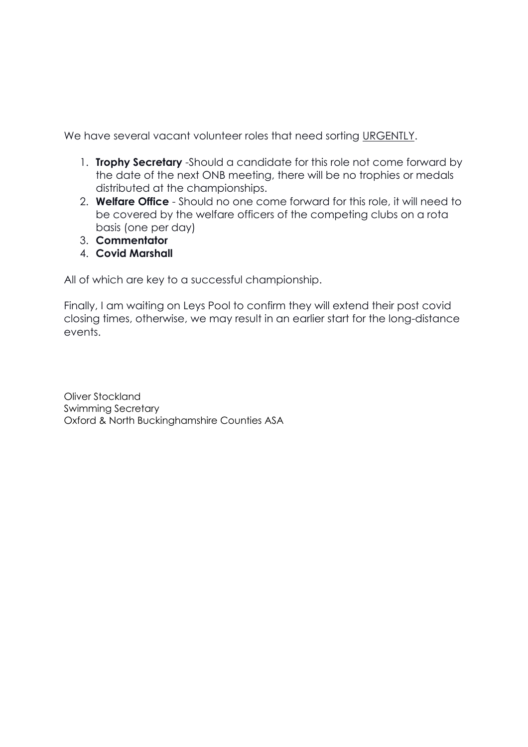We have several vacant volunteer roles that need sorting URGENTLY.

1. **Trophy Secretary** -Should a candidate for this role not come forward by the date of the next ONB meeting, there will be no trophies or medals distributed at the championships.
2. **Welfare Office** - Should no one come forward for this role, it will need to be covered by the welfare officers of the competing clubs on a rota basis (one per day)
3. **Commentator**
4. **Covid Marshall**

All of which are key to a successful championship.

Finally, I am waiting on Leys Pool to confirm they will extend their post covid closing times, otherwise, we may result in an earlier start for the long-distance events.

Oliver Stockland
Swimming Secretary
Oxford & North Buckinghamshire Counties ASA